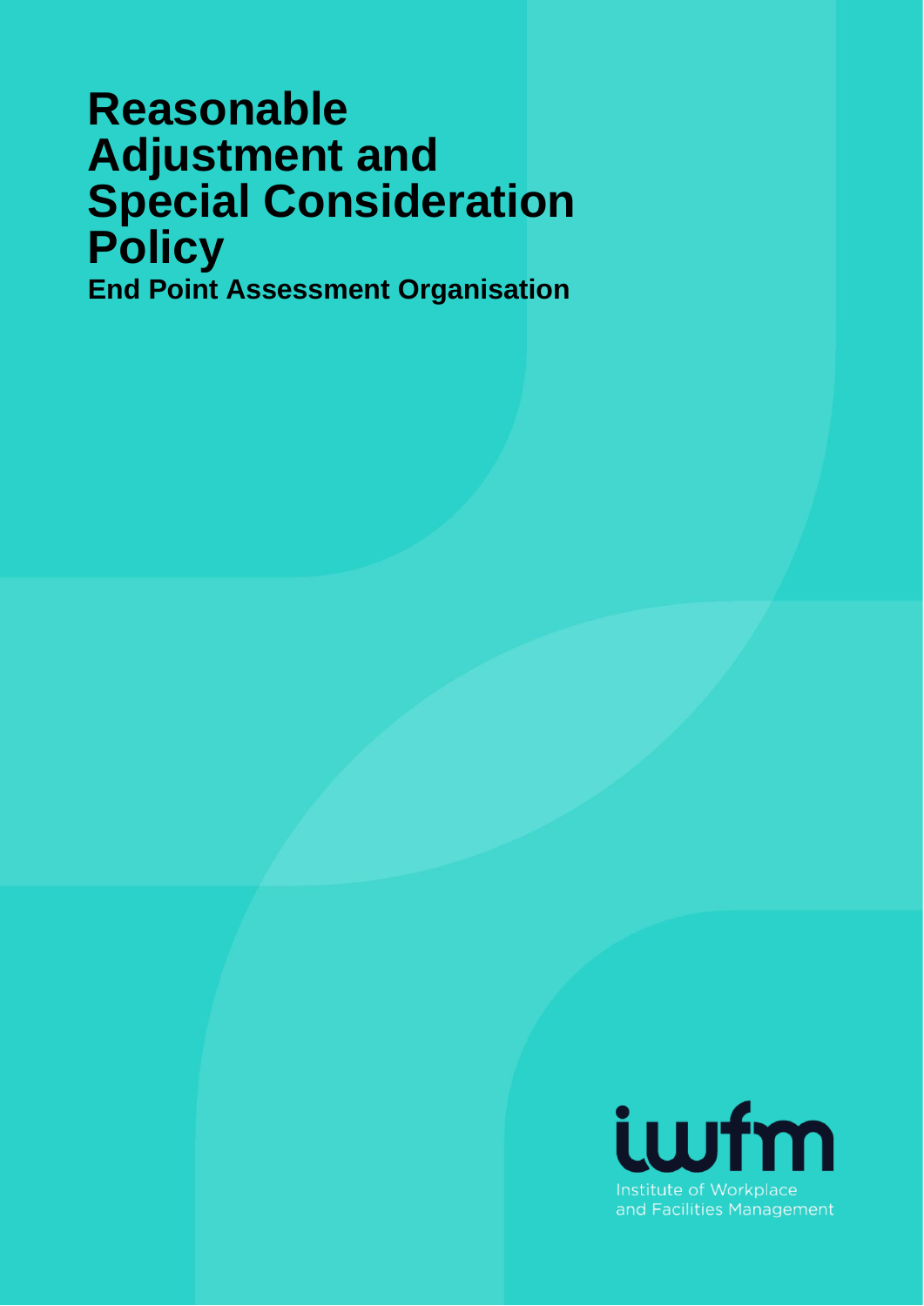# Reasonable Adjustment and Special Consideration Policy

**End Point Assessment Organisation**

iwfm

Institute of Workplace and Facilities Management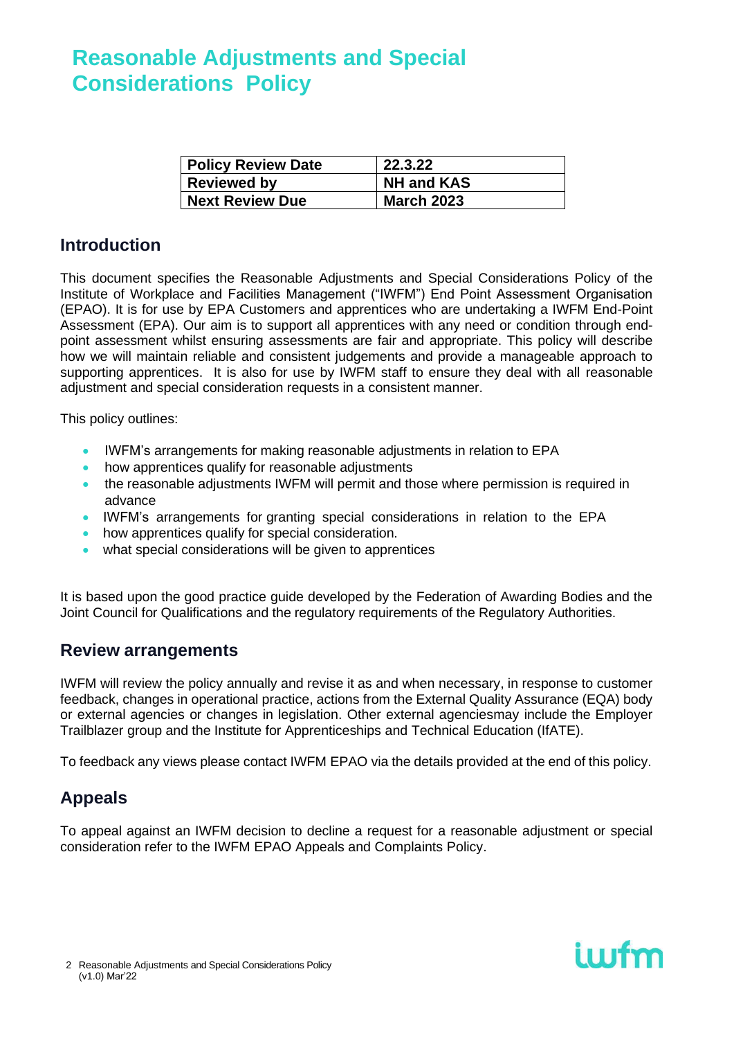# Reasonable Adjustments and Special Considerations Policy

| Policy Review Date | 22.3.22 |
|---|---|
| Reviewed by | NH and KAS |
| Next Review Due | March 2023 |

## Introduction

This document specifies the Reasonable Adjustments and Special Considerations Policy of the Institute of Workplace and Facilities Management ("IWFM") End Point Assessment Organisation (EPAO). It is for use by EPA Customers and apprentices who are undertaking a IWFM End-Point Assessment (EPA). Our aim is to support all apprentices with any need or condition through end-point assessment whilst ensuring assessments are fair and appropriate. This policy will describe how we will maintain reliable and consistent judgements and provide a manageable approach to supporting apprentices. It is also for use by IWFM staff to ensure they deal with all reasonable adjustment and special consideration requests in a consistent manner.

This policy outlines:

- IWFM's arrangements for making reasonable adjustments in relation to EPA
- how apprentices qualify for reasonable adjustments
- the reasonable adjustments IWFM will permit and those where permission is required in advance
- IWFM's arrangements for granting special considerations in relation to the EPA
- how apprentices qualify for special consideration.
- what special considerations will be given to apprentices

It is based upon the good practice guide developed by the Federation of Awarding Bodies and the Joint Council for Qualifications and the regulatory requirements of the Regulatory Authorities.

## Review arrangements

IWFM will review the policy annually and revise it as and when necessary, in response to customer feedback, changes in operational practice, actions from the External Quality Assurance (EQA) body or external agencies or changes in legislation. Other external agenciesmay include the Employer Trailblazer group and the Institute for Apprenticeships and Technical Education (IfATE).

To feedback any views please contact IWFM EPAO via the details provided at the end of this policy.

## Appeals

To appeal against an IWFM decision to decline a request for a reasonable adjustment or special consideration refer to the IWFM EPAO Appeals and Complaints Policy.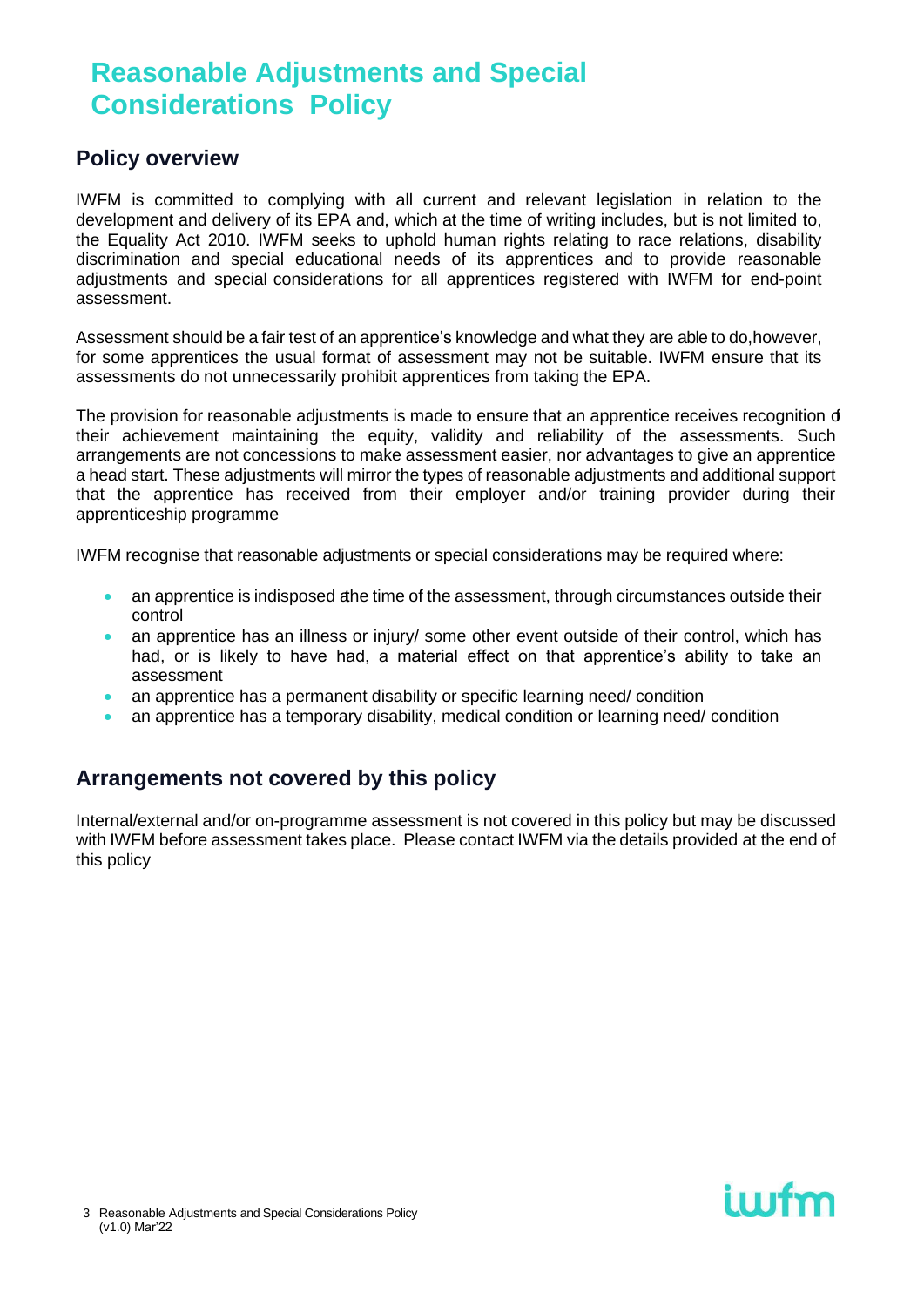# Reasonable Adjustments and Special Considerations Policy

## Policy overview

IWFM is committed to complying with all current and relevant legislation in relation to the development and delivery of its EPA and, which at the time of writing includes, but is not limited to, the Equality Act 2010. IWFM seeks to uphold human rights relating to race relations, disability discrimination and special educational needs of its apprentices and to provide reasonable adjustments and special considerations for all apprentices registered with IWFM for end-point assessment.

Assessment should be a fair test of an apprentice's knowledge and what they are able to do,however, for some apprentices the usual format of assessment may not be suitable. IWFM ensure that its assessments do not unnecessarily prohibit apprentices from taking the EPA.

The provision for reasonable adjustments is made to ensure that an apprentice receives recognition of their achievement maintaining the equity, validity and reliability of the assessments. Such arrangements are not concessions to make assessment easier, nor advantages to give an apprentice a head start. These adjustments will mirror the types of reasonable adjustments and additional support that the apprentice has received from their employer and/or training provider during their apprenticeship programme

IWFM recognise that reasonable adjustments or special considerations may be required where:

- an apprentice is indisposed at the time of the assessment, through circumstances outside their control
- an apprentice has an illness or injury/ some other event outside of their control, which has had, or is likely to have had, a material effect on that apprentice's ability to take an assessment
- an apprentice has a permanent disability or specific learning need/ condition
- an apprentice has a temporary disability, medical condition or learning need/ condition

## Arrangements not covered by this policy

Internal/external and/or on-programme assessment is not covered in this policy but may be discussed with IWFM before assessment takes place. Please contact IWFM via the details provided at the end of this policy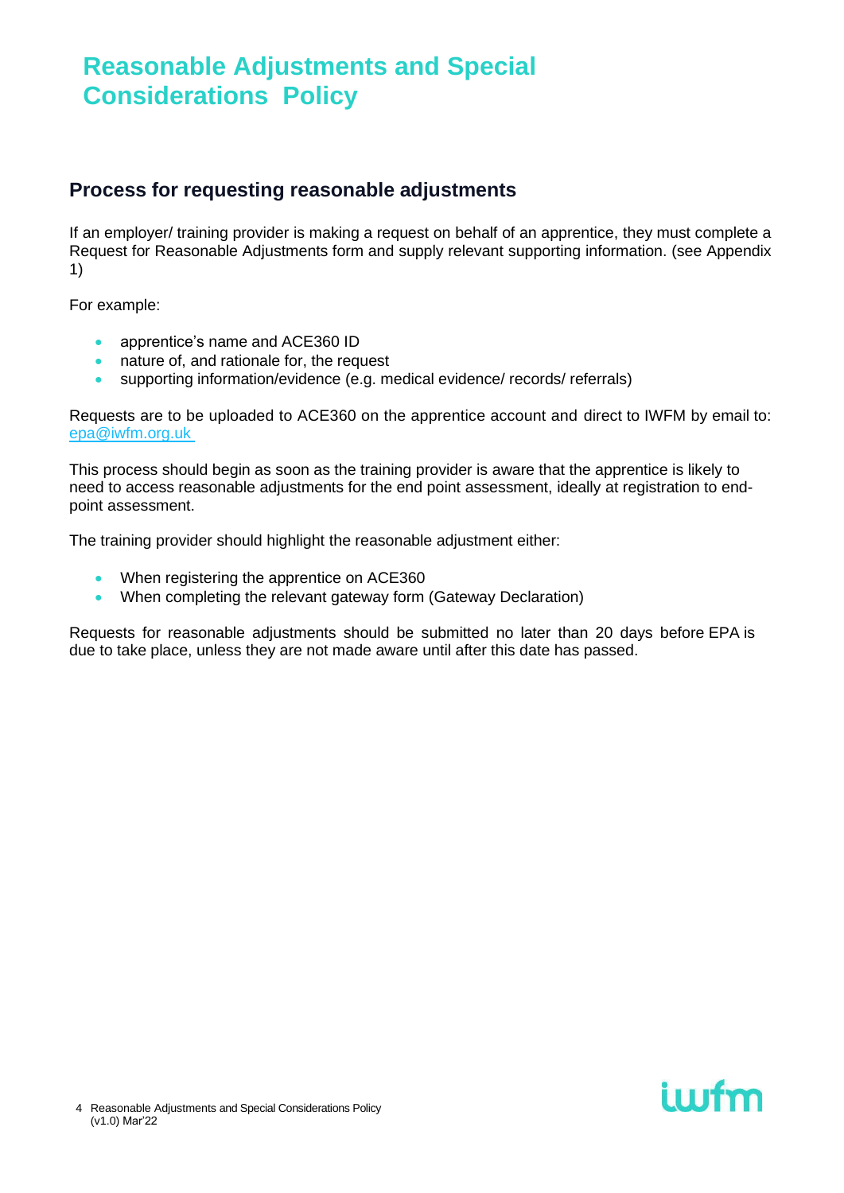# Reasonable Adjustments and Special Considerations Policy

## Process for requesting reasonable adjustments

If an employer/ training provider is making a request on behalf of an apprentice, they must complete a Request for Reasonable Adjustments form and supply relevant supporting information. (see Appendix 1)

For example:

- apprentice's name and ACE360 ID
- nature of, and rationale for, the request
- supporting information/evidence (e.g. medical evidence/ records/ referrals)

Requests are to be uploaded to ACE360 on the apprentice account and direct to IWFM by email to: epa@iwfm.org.uk

This process should begin as soon as the training provider is aware that the apprentice is likely to need to access reasonable adjustments for the end point assessment, ideally at registration to end-point assessment.

The training provider should highlight the reasonable adjustment either:

- When registering the apprentice on ACE360
- When completing the relevant gateway form (Gateway Declaration)

Requests for reasonable adjustments should be submitted no later than 20 days before EPA is due to take place, unless they are not made aware until after this date has passed.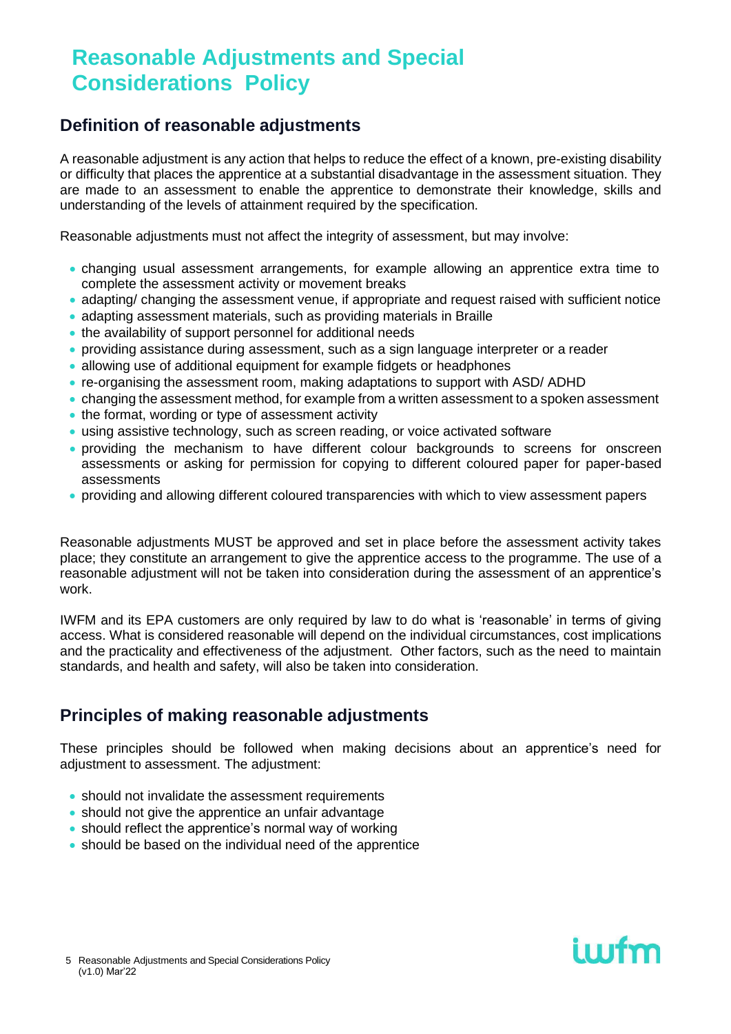# Reasonable Adjustments and Special Considerations Policy

## Definition of reasonable adjustments

A reasonable adjustment is any action that helps to reduce the effect of a known, pre-existing disability or difficulty that places the apprentice at a substantial disadvantage in the assessment situation. They are made to an assessment to enable the apprentice to demonstrate their knowledge, skills and understanding of the levels of attainment required by the specification.

Reasonable adjustments must not affect the integrity of assessment, but may involve:

- changing usual assessment arrangements, for example allowing an apprentice extra time to complete the assessment activity or movement breaks
- adapting/ changing the assessment venue, if appropriate and request raised with sufficient notice
- adapting assessment materials, such as providing materials in Braille
- the availability of support personnel for additional needs
- providing assistance during assessment, such as a sign language interpreter or a reader
- allowing use of additional equipment for example fidgets or headphones
- re-organising the assessment room, making adaptations to support with ASD/ ADHD
- changing the assessment method, for example from a written assessment to a spoken assessment
- the format, wording or type of assessment activity
- using assistive technology, such as screen reading, or voice activated software
- providing the mechanism to have different colour backgrounds to screens for onscreen assessments or asking for permission for copying to different coloured paper for paper-based assessments
- providing and allowing different coloured transparencies with which to view assessment papers

Reasonable adjustments MUST be approved and set in place before the assessment activity takes place; they constitute an arrangement to give the apprentice access to the programme. The use of a reasonable adjustment will not be taken into consideration during the assessment of an apprentice's work.

IWFM and its EPA customers are only required by law to do what is 'reasonable' in terms of giving access. What is considered reasonable will depend on the individual circumstances, cost implications and the practicality and effectiveness of the adjustment. Other factors, such as the need to maintain standards, and health and safety, will also be taken into consideration.

## Principles of making reasonable adjustments

These principles should be followed when making decisions about an apprentice's need for adjustment to assessment. The adjustment:

- should not invalidate the assessment requirements
- should not give the apprentice an unfair advantage
- should reflect the apprentice's normal way of working
- should be based on the individual need of the apprentice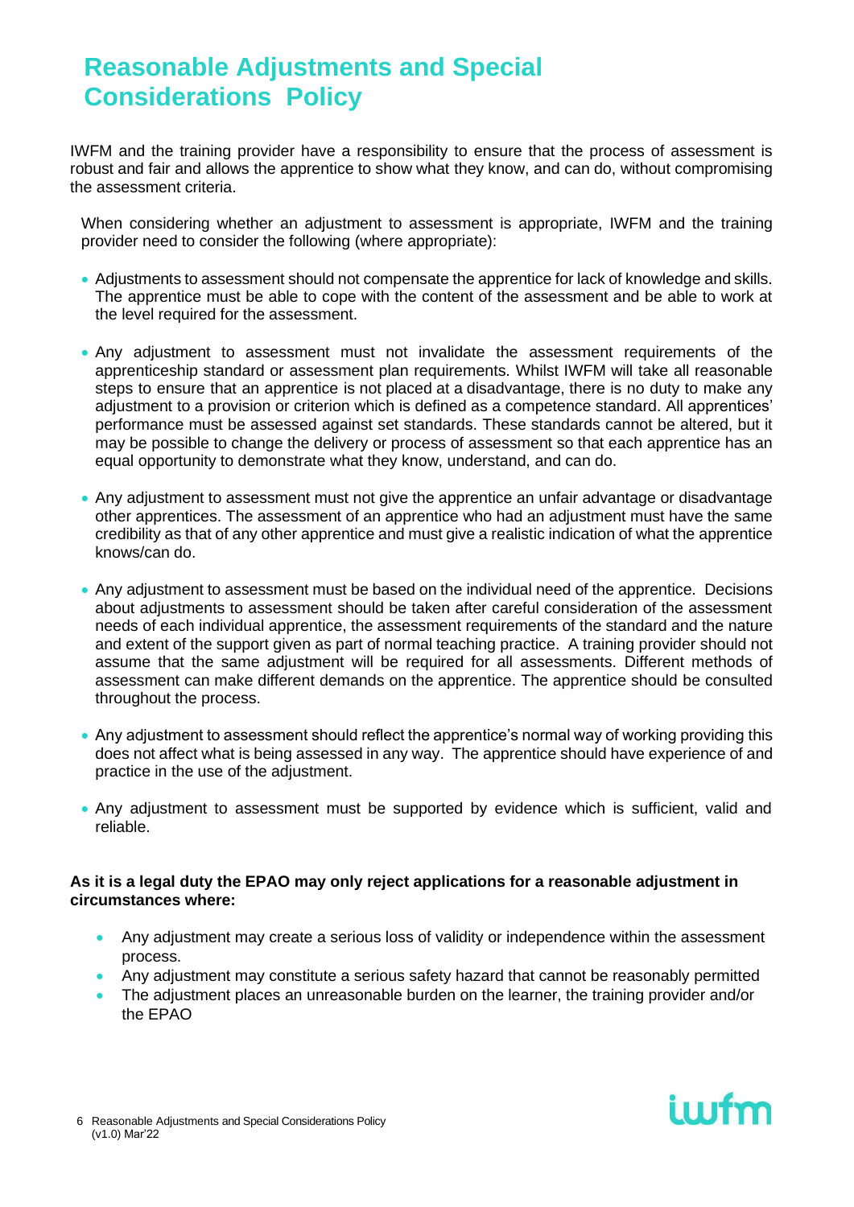# Reasonable Adjustments and Special Considerations Policy

IWFM and the training provider have a responsibility to ensure that the process of assessment is robust and fair and allows the apprentice to show what they know, and can do, without compromising the assessment criteria.

When considering whether an adjustment to assessment is appropriate, IWFM and the training provider need to consider the following (where appropriate):

- Adjustments to assessment should not compensate the apprentice for lack of knowledge and skills. The apprentice must be able to cope with the content of the assessment and be able to work at the level required for the assessment.
- Any adjustment to assessment must not invalidate the assessment requirements of the apprenticeship standard or assessment plan requirements. Whilst IWFM will take all reasonable steps to ensure that an apprentice is not placed at a disadvantage, there is no duty to make any adjustment to a provision or criterion which is defined as a competence standard. All apprentices' performance must be assessed against set standards. These standards cannot be altered, but it may be possible to change the delivery or process of assessment so that each apprentice has an equal opportunity to demonstrate what they know, understand, and can do.
- Any adjustment to assessment must not give the apprentice an unfair advantage or disadvantage other apprentices. The assessment of an apprentice who had an adjustment must have the same credibility as that of any other apprentice and must give a realistic indication of what the apprentice knows/can do.
- Any adjustment to assessment must be based on the individual need of the apprentice. Decisions about adjustments to assessment should be taken after careful consideration of the assessment needs of each individual apprentice, the assessment requirements of the standard and the nature and extent of the support given as part of normal teaching practice. A training provider should not assume that the same adjustment will be required for all assessments. Different methods of assessment can make different demands on the apprentice. The apprentice should be consulted throughout the process.
- Any adjustment to assessment should reflect the apprentice's normal way of working providing this does not affect what is being assessed in any way. The apprentice should have experience of and practice in the use of the adjustment.
- Any adjustment to assessment must be supported by evidence which is sufficient, valid and reliable.

**As it is a legal duty the EPAO may only reject applications for a reasonable adjustment in circumstances where:**

- Any adjustment may create a serious loss of validity or independence within the assessment process.
- Any adjustment may constitute a serious safety hazard that cannot be reasonably permitted
- The adjustment places an unreasonable burden on the learner, the training provider and/or the EPAO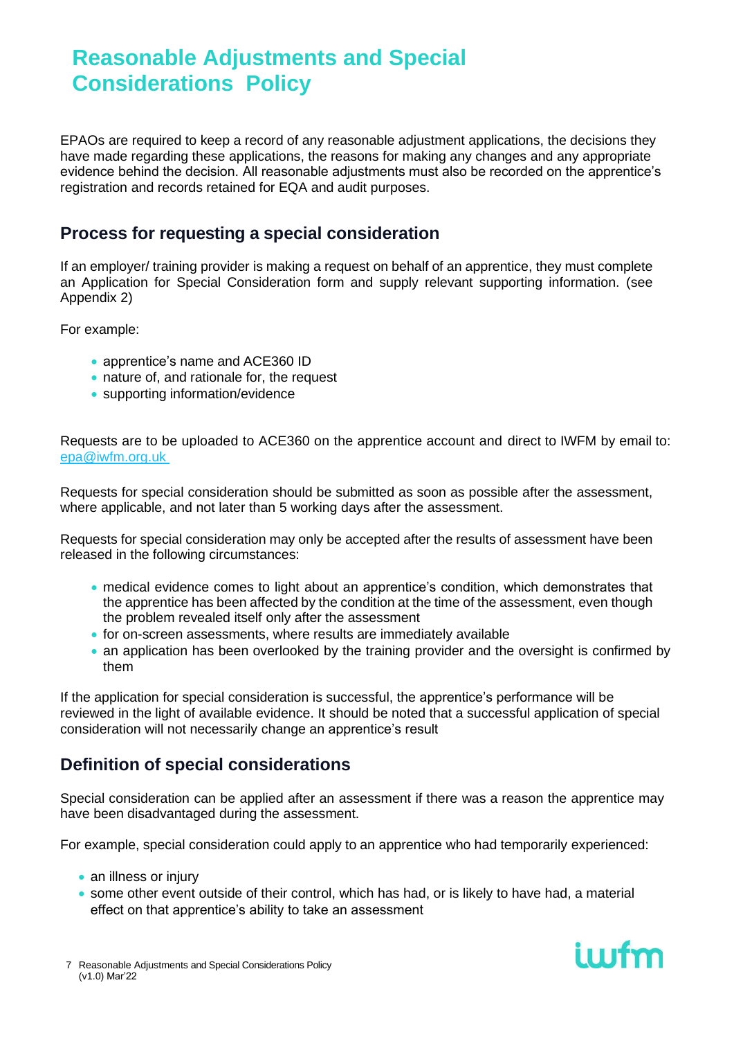# Reasonable Adjustments and Special Considerations Policy

EPAOs are required to keep a record of any reasonable adjustment applications, the decisions they have made regarding these applications, the reasons for making any changes and any appropriate evidence behind the decision. All reasonable adjustments must also be recorded on the apprentice's registration and records retained for EQA and audit purposes.

## Process for requesting a special consideration

If an employer/ training provider is making a request on behalf of an apprentice, they must complete an Application for Special Consideration form and supply relevant supporting information. (see Appendix 2)

For example:

- apprentice's name and ACE360 ID
- nature of, and rationale for, the request
- supporting information/evidence

Requests are to be uploaded to ACE360 on the apprentice account and direct to IWFM by email to: epa@iwfm.org.uk

Requests for special consideration should be submitted as soon as possible after the assessment, where applicable, and not later than 5 working days after the assessment.

Requests for special consideration may only be accepted after the results of assessment have been released in the following circumstances:

- medical evidence comes to light about an apprentice's condition, which demonstrates that the apprentice has been affected by the condition at the time of the assessment, even though the problem revealed itself only after the assessment
- for on-screen assessments, where results are immediately available
- an application has been overlooked by the training provider and the oversight is confirmed by them

If the application for special consideration is successful, the apprentice's performance will be reviewed in the light of available evidence. It should be noted that a successful application of special consideration will not necessarily change an apprentice's result

## Definition of special considerations

Special consideration can be applied after an assessment if there was a reason the apprentice may have been disadvantaged during the assessment.

For example, special consideration could apply to an apprentice who had temporarily experienced:

- an illness or injury
- some other event outside of their control, which has had, or is likely to have had, a material effect on that apprentice's ability to take an assessment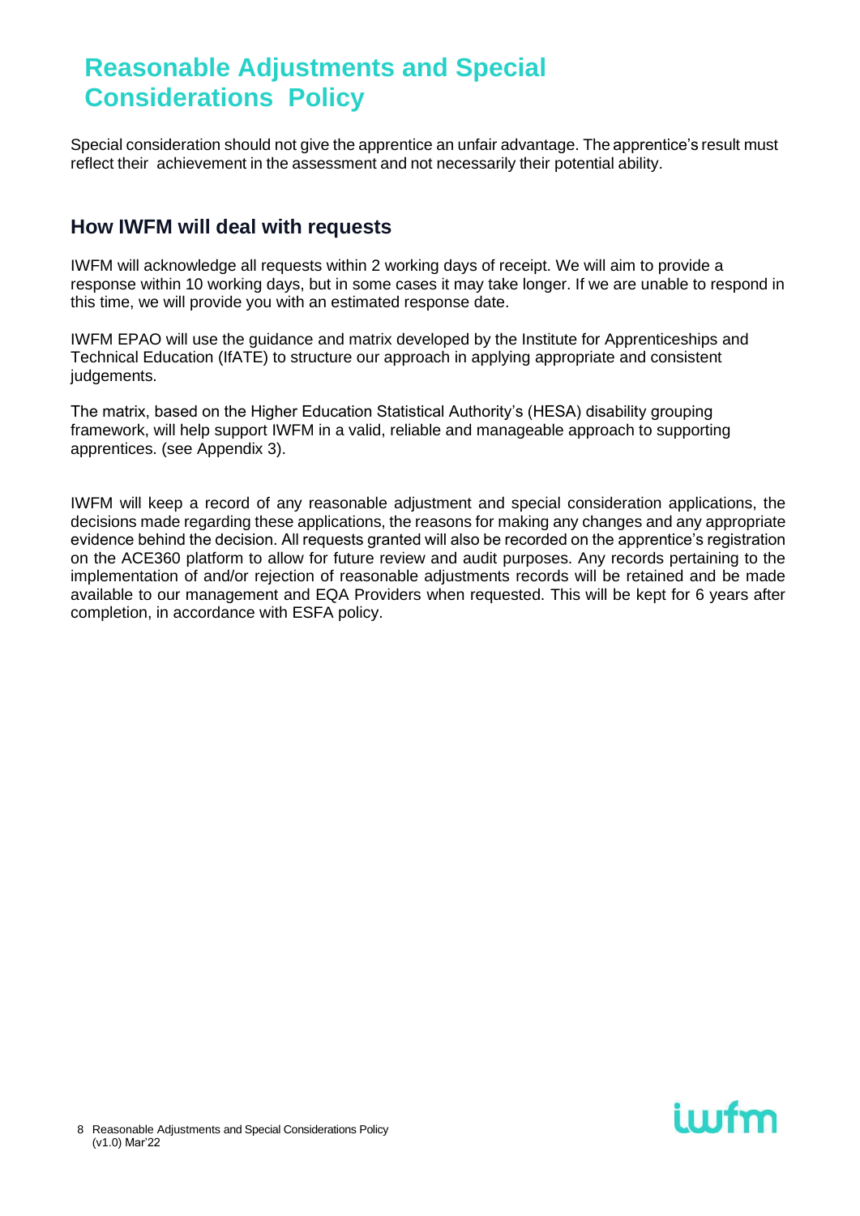# Reasonable Adjustments and Special Considerations Policy

Special consideration should not give the apprentice an unfair advantage. The apprentice's result must reflect their achievement in the assessment and not necessarily their potential ability.

## How IWFM will deal with requests

IWFM will acknowledge all requests within 2 working days of receipt. We will aim to provide a response within 10 working days, but in some cases it may take longer. If we are unable to respond in this time, we will provide you with an estimated response date.

IWFM EPAO will use the guidance and matrix developed by the Institute for Apprenticeships and Technical Education (IfATE) to structure our approach in applying appropriate and consistent judgements.

The matrix, based on the Higher Education Statistical Authority's (HESA) disability grouping framework, will help support IWFM in a valid, reliable and manageable approach to supporting apprentices. (see Appendix 3).

IWFM will keep a record of any reasonable adjustment and special consideration applications, the decisions made regarding these applications, the reasons for making any changes and any appropriate evidence behind the decision. All requests granted will also be recorded on the apprentice's registration on the ACE360 platform to allow for future review and audit purposes. Any records pertaining to the implementation of and/or rejection of reasonable adjustments records will be retained and be made available to our management and EQA Providers when requested. This will be kept for 6 years after completion, in accordance with ESFA policy.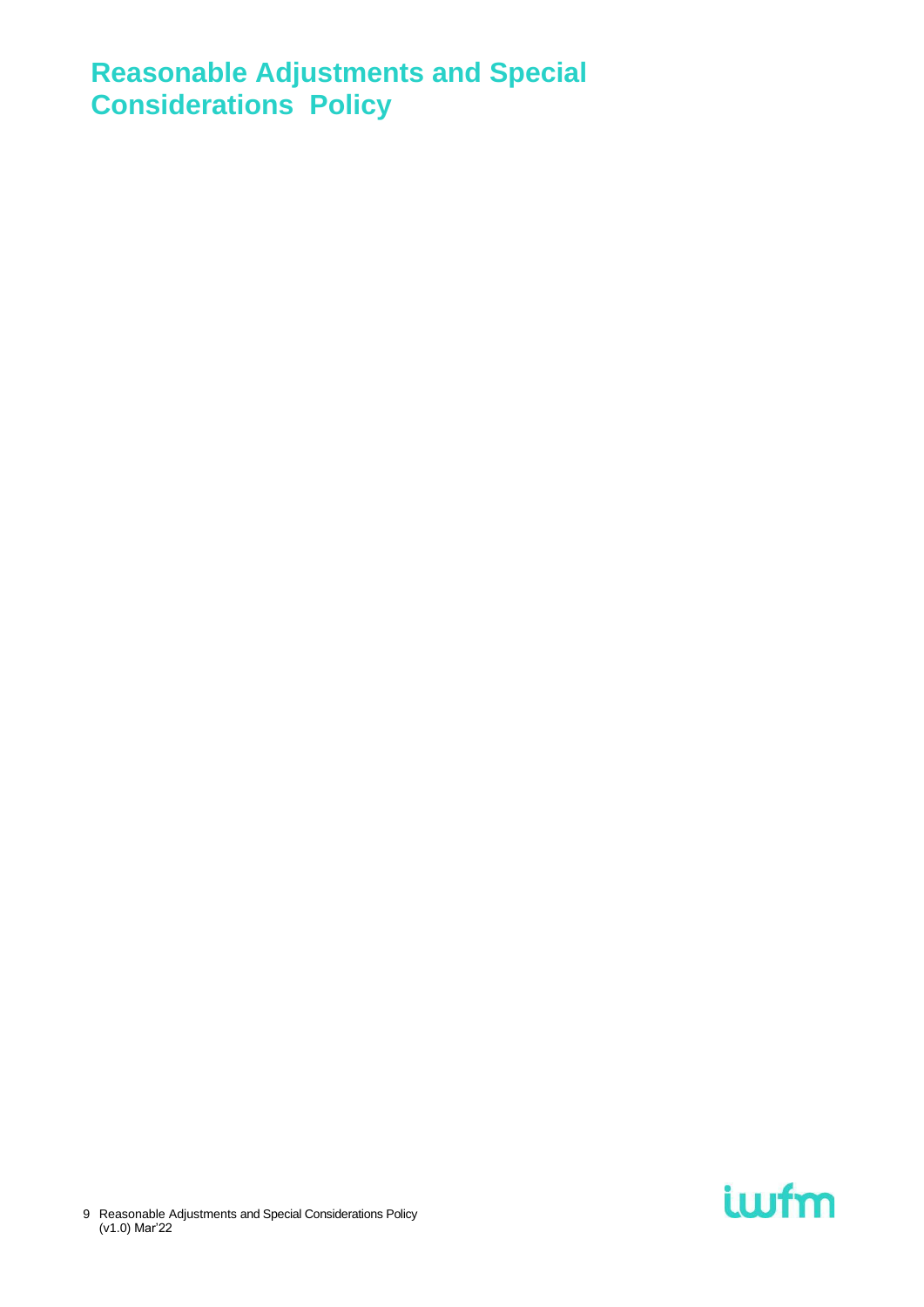# Reasonable Adjustments and Special Considerations Policy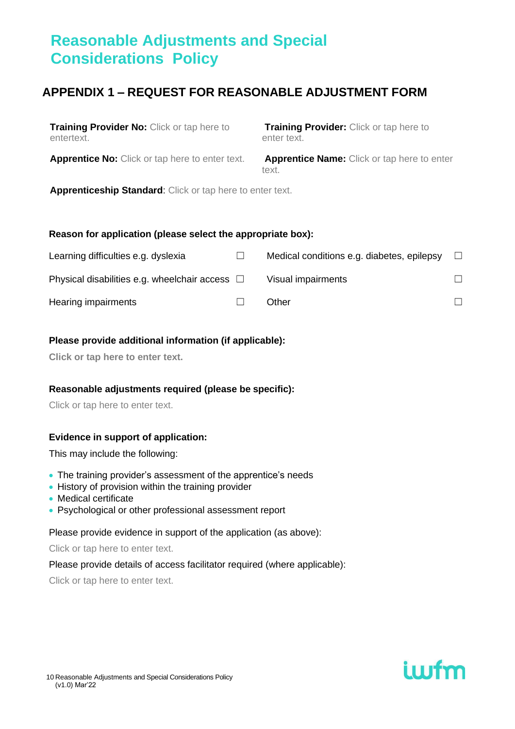# Reasonable Adjustments and Special Considerations Policy

## APPENDIX 1 – REQUEST FOR REASONABLE ADJUSTMENT FORM

**Training Provider No:** Click or tap here to entertext.

**Training Provider:** Click or tap here to enter text.

**Apprentice No:** Click or tap here to enter text.

**Apprentice Name:** Click or tap here to enter text.

**Apprenticeship Standard**: Click or tap here to enter text.

**Reason for application (please select the appropriate box):**

| | | | |
|---|---|---|---|
| Learning difficulties e.g. dyslexia | ☐ | Medical conditions e.g. diabetes, epilepsy | ☐ |
| Physical disabilities e.g. wheelchair access | ☐ | Visual impairments | ☐ |
| Hearing impairments | ☐ | Other | ☐ |

**Please provide additional information (if applicable):**

**Click or tap here to enter text.**

**Reasonable adjustments required (please be specific):**

Click or tap here to enter text.

**Evidence in support of application:**

This may include the following:

- The training provider's assessment of the apprentice's needs
- History of provision within the training provider
- Medical certificate
- Psychological or other professional assessment report

Please provide evidence in support of the application (as above):

Click or tap here to enter text.

Please provide details of access facilitator required (where applicable):

Click or tap here to enter text.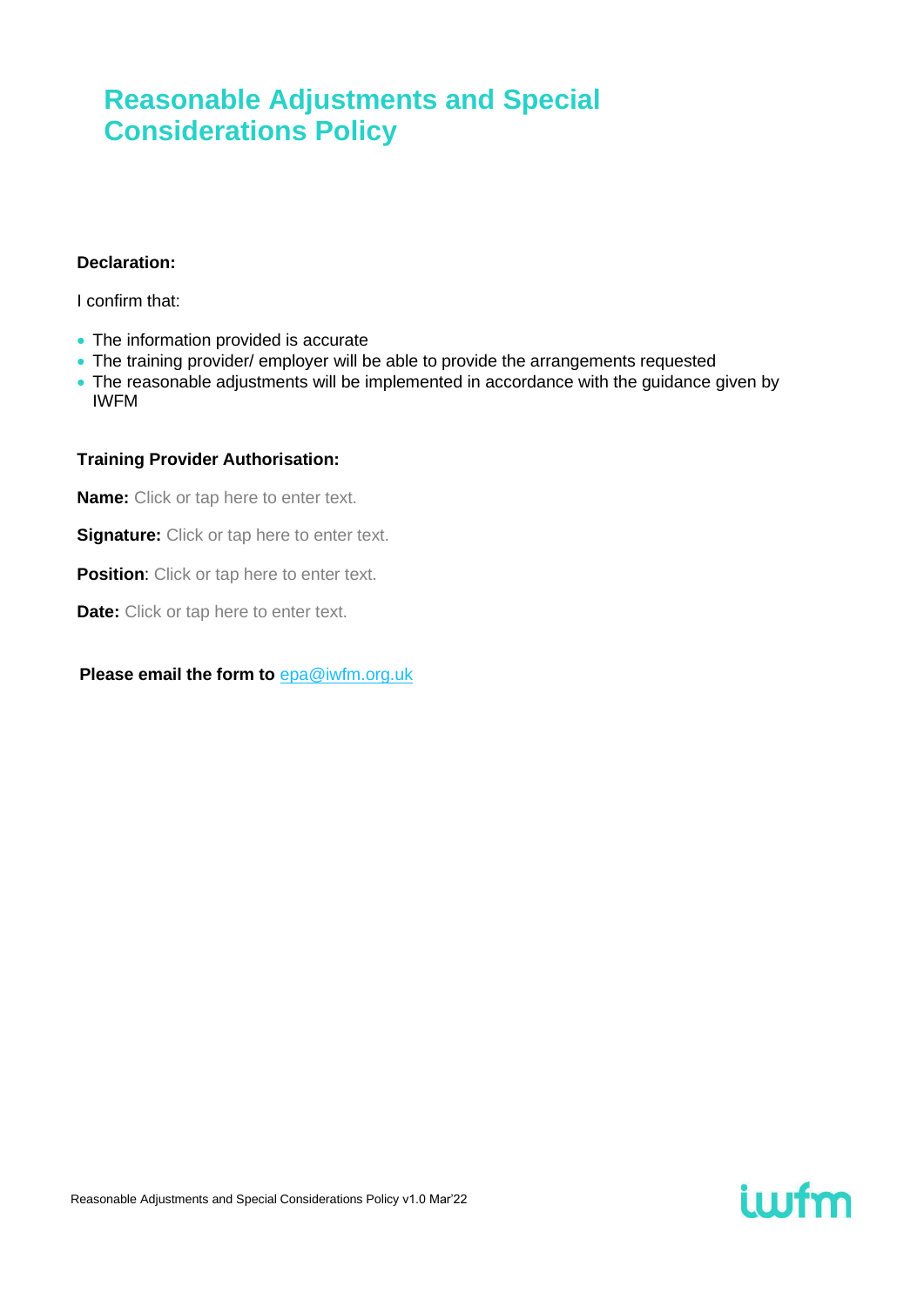# Reasonable Adjustments and Special Considerations Policy

**Declaration:**

I confirm that:

- The information provided is accurate
- The training provider/ employer will be able to provide the arrangements requested
- The reasonable adjustments will be implemented in accordance with the guidance given by IWFM

**Training Provider Authorisation:**

**Name:** Click or tap here to enter text.

**Signature:** Click or tap here to enter text.

**Position**: Click or tap here to enter text.

**Date:** Click or tap here to enter text.

**Please email the form to** epa@iwfm.org.uk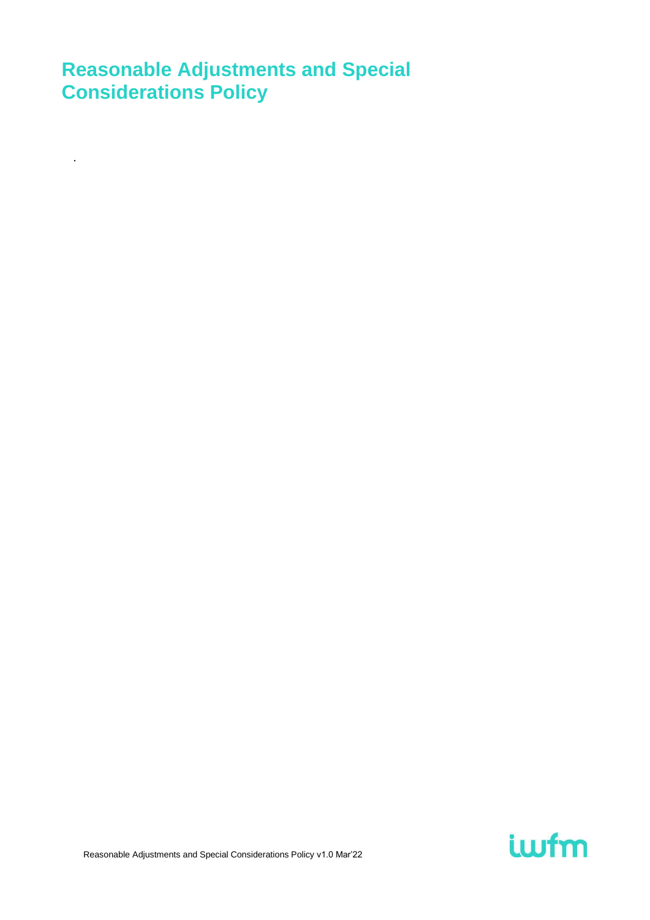# Reasonable Adjustments and Special Considerations Policy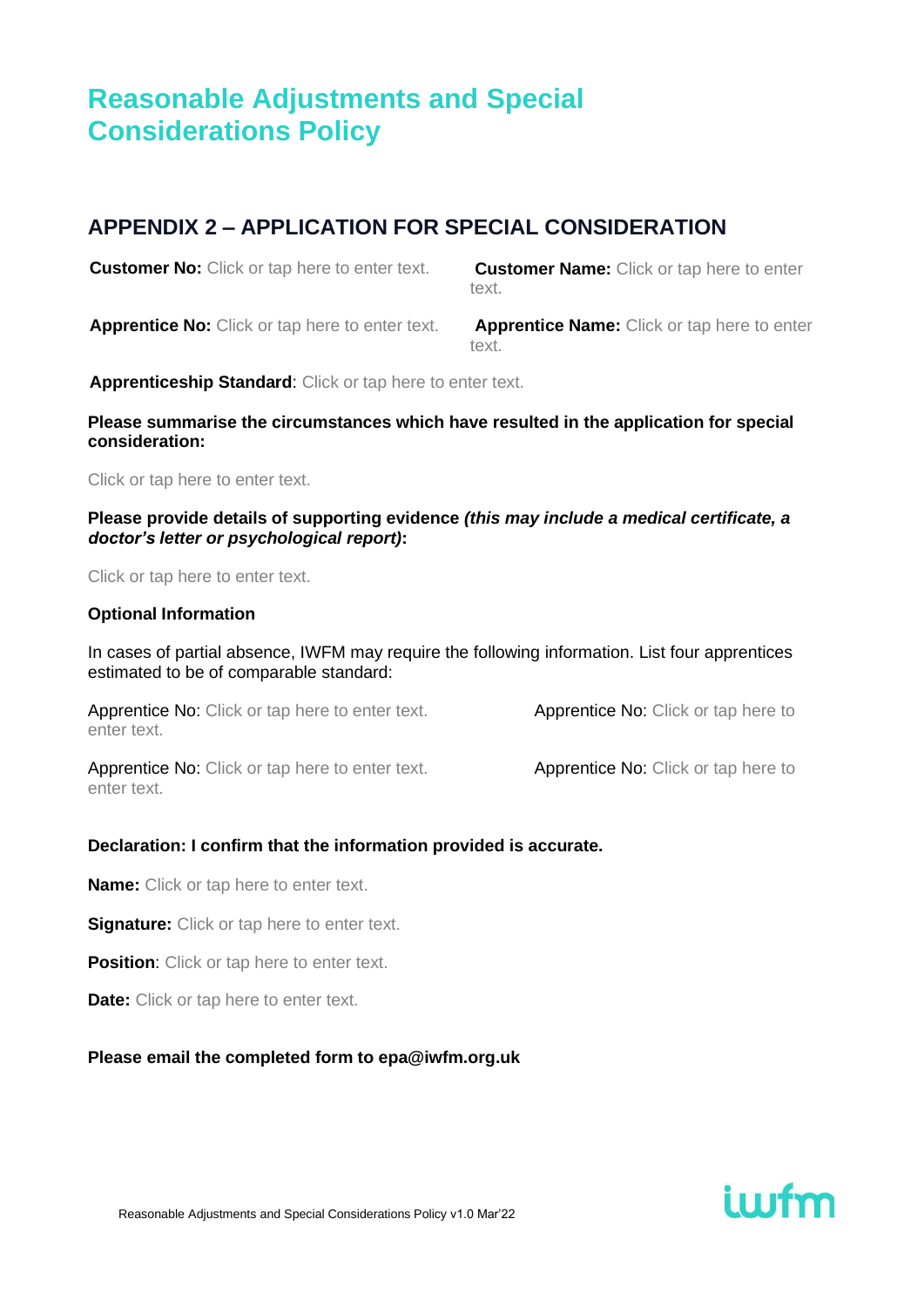# Reasonable Adjustments and Special Considerations Policy

## APPENDIX 2 – APPLICATION FOR SPECIAL CONSIDERATION

**Customer No:** Click or tap here to enter text.

**Customer Name:** Click or tap here to enter text.

**Apprentice No:** Click or tap here to enter text.

**Apprentice Name:** Click or tap here to enter text.

**Apprenticeship Standard**: Click or tap here to enter text.

**Please summarise the circumstances which have resulted in the application for special consideration:**

Click or tap here to enter text.

**Please provide details of supporting evidence *(this may include a medical certificate, a doctor's letter or psychological report)*:**

Click or tap here to enter text.

**Optional Information**

In cases of partial absence, IWFM may require the following information. List four apprentices estimated to be of comparable standard:

Apprentice No: Click or tap here to enter text.

Apprentice No: Click or tap here to enter text.

Apprentice No: Click or tap here to enter text.

Apprentice No: Click or tap here to enter text.

**Declaration: I confirm that the information provided is accurate.**

**Name:** Click or tap here to enter text.

**Signature:** Click or tap here to enter text.

**Position**: Click or tap here to enter text.

**Date:** Click or tap here to enter text.

**Please email the completed form to epa@iwfm.org.uk**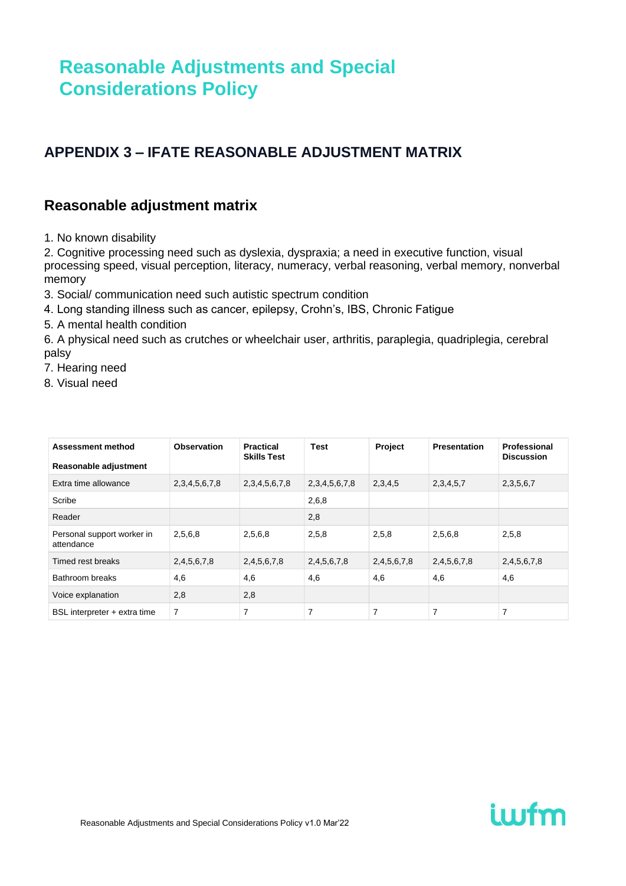# Reasonable Adjustments and Special Considerations Policy

## APPENDIX 3 – IFATE REASONABLE ADJUSTMENT MATRIX

### Reasonable adjustment matrix

1. No known disability
2. Cognitive processing need such as dyslexia, dyspraxia; a need in executive function, visual processing speed, visual perception, literacy, numeracy, verbal reasoning, verbal memory, nonverbal memory
3. Social/ communication need such autistic spectrum condition
4. Long standing illness such as cancer, epilepsy, Crohn's, IBS, Chronic Fatigue
5. A mental health condition
6. A physical need such as crutches or wheelchair user, arthritis, paraplegia, quadriplegia, cerebral palsy
7. Hearing need
8. Visual need

| **Assessment method**<br><br>**Reasonable adjustment** | **Observation** | **Practical Skills Test** | **Test** | **Project** | **Presentation** | **Professional Discussion** |
|---|---|---|---|---|---|---|
| Extra time allowance | 2,3,4,5,6,7,8 | 2,3,4,5,6,7,8 | 2,3,4,5,6,7,8 | 2,3,4,5 | 2,3,4,5,7 | 2,3,5,6,7 |
| Scribe | | | 2,6,8 | | | |
| Reader | | | 2,8 | | | |
| Personal support worker in attendance | 2,5,6,8 | 2,5,6,8 | 2,5,8 | 2,5,8 | 2,5,6,8 | 2,5,8 |
| Timed rest breaks | 2,4,5,6,7,8 | 2,4,5,6,7,8 | 2,4,5,6,7,8 | 2,4,5,6,7,8 | 2,4,5,6,7,8 | 2,4,5,6,7,8 |
| Bathroom breaks | 4,6 | 4,6 | 4,6 | 4,6 | 4,6 | 4,6 |
| Voice explanation | 2,8 | 2,8 | | | | |
| BSL interpreter + extra time | 7 | 7 | 7 | 7 | 7 | 7 |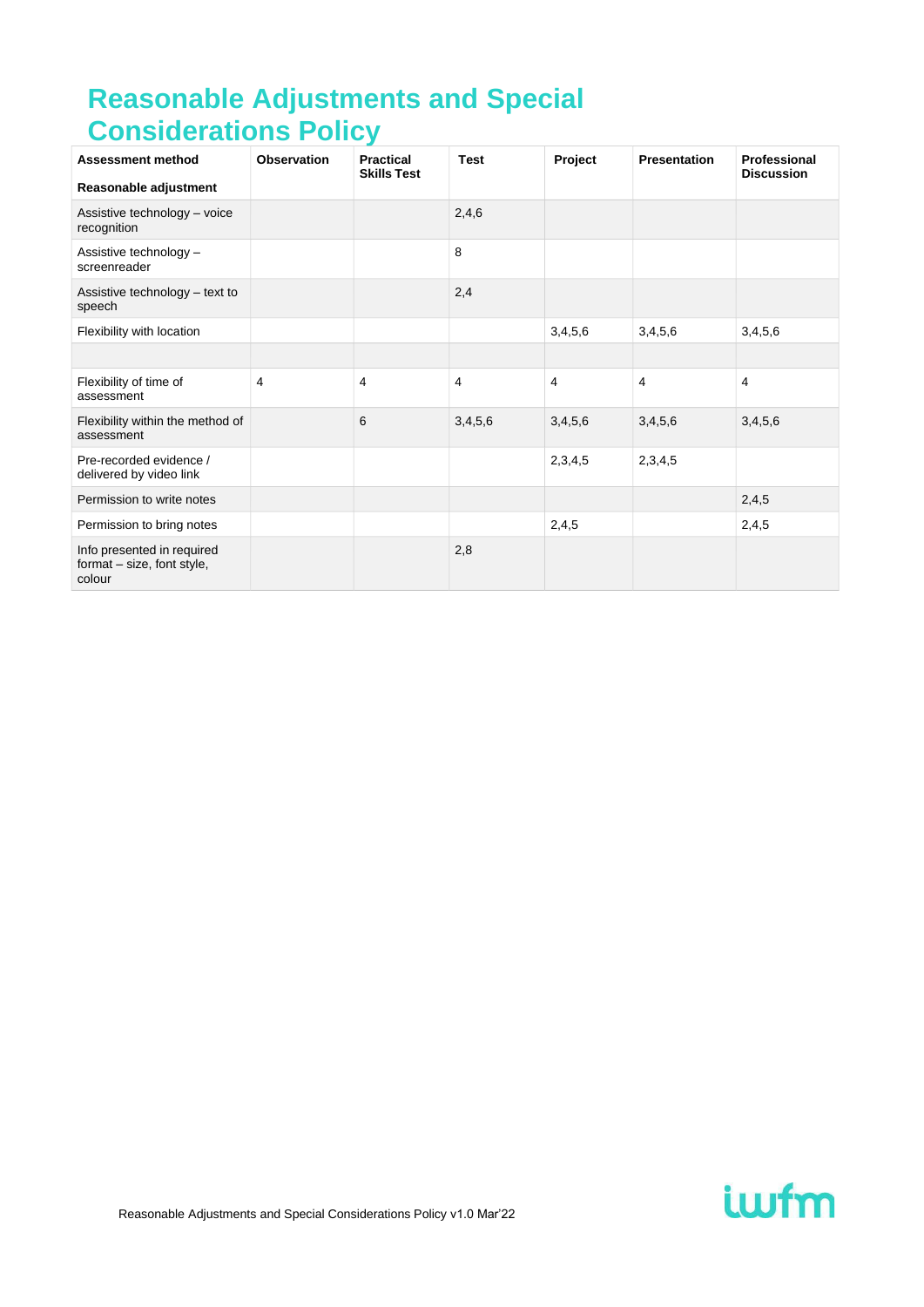# Reasonable Adjustments and Special Considerations Policy

| Assessment method<br><br>Reasonable adjustment | Observation | Practical Skills Test | Test | Project | Presentation | Professional Discussion |
|---|---|---|---|---|---|---|
| Assistive technology – voice recognition | | | 2,4,6 | | | |
| Assistive technology – screenreader | | | 8 | | | |
| Assistive technology – text to speech | | | 2,4 | | | |
| Flexibility with location | | | | 3,4,5,6 | 3,4,5,6 | 3,4,5,6 |
| | | | | | | |
| Flexibility of time of assessment | 4 | 4 | 4 | 4 | 4 | 4 |
| Flexibility within the method of assessment | | 6 | 3,4,5,6 | 3,4,5,6 | 3,4,5,6 | 3,4,5,6 |
| Pre-recorded evidence / delivered by video link | | | | 2,3,4,5 | 2,3,4,5 | |
| Permission to write notes | | | | | | 2,4,5 |
| Permission to bring notes | | | | 2,4,5 | | 2,4,5 |
| Info presented in required format – size, font style, colour | | | 2,8 | | | |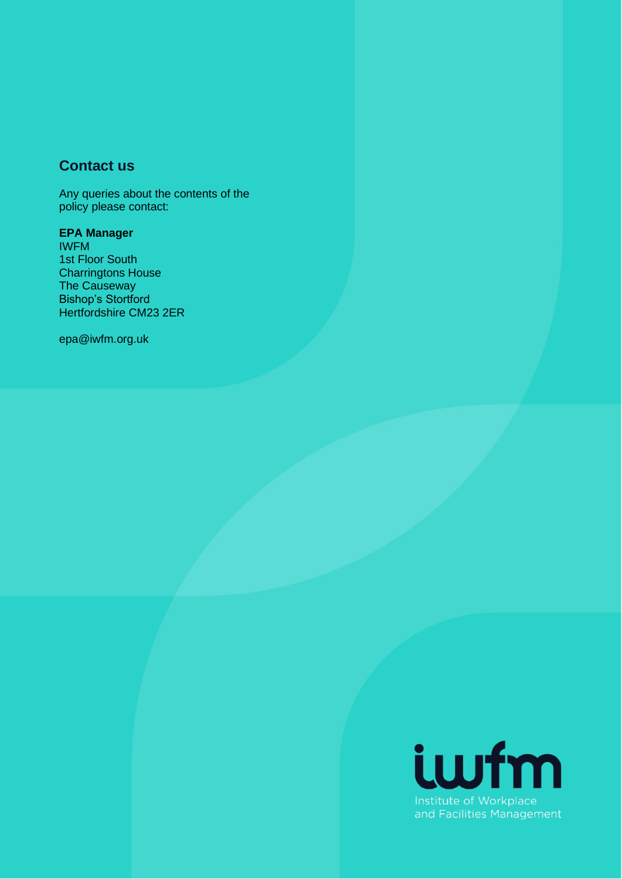## Contact us

Any queries about the contents of the policy please contact:

**EPA Manager**
IWFM
1st Floor South
Charringtons House
The Causeway
Bishop's Stortford
Hertfordshire CM23 2ER

epa@iwfm.org.uk

iwfm

Institute of Workplace and Facilities Management